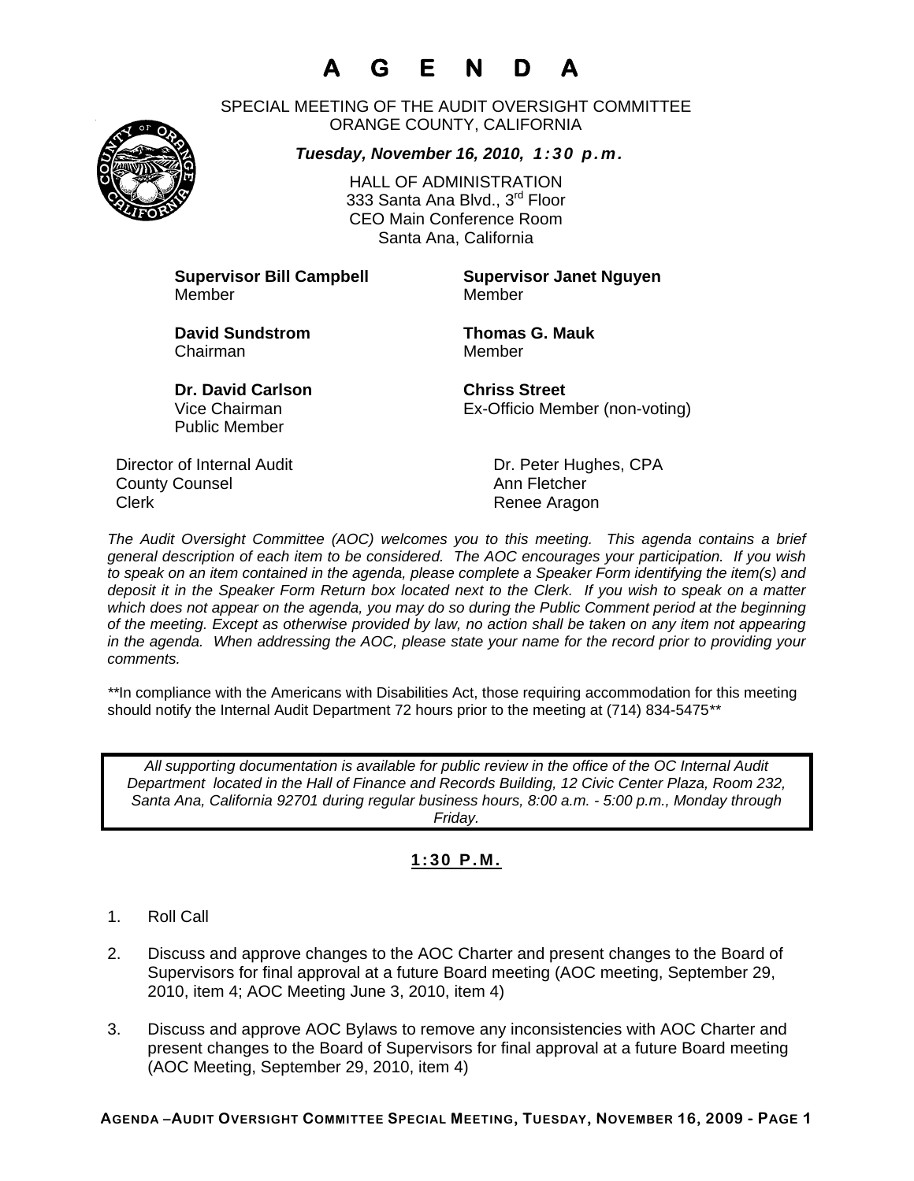# A G E N D A

SPECIAL MEETING OF THE AUDIT OVERSIGHT COMMITTEE
ORANGE COUNTY, CALIFORNIA

***Tuesday, November 16, 2010, 1:30 p.m.***

HALL OF ADMINISTRATION
333 Santa Ana Blvd., 3rd Floor
CEO Main Conference Room
Santa Ana, California

**Supervisor Bill Campbell**
Member

**Supervisor Janet Nguyen**
Member

**David Sundstrom**
Chairman

**Thomas G. Mauk**
Member

**Dr. David Carlson**
Vice Chairman
Public Member

**Chriss Street**
Ex-Officio Member (non-voting)

Director of Internal Audit — Dr. Peter Hughes, CPA
County Counsel — Ann Fletcher
Clerk — Renee Aragon

*The Audit Oversight Committee (AOC) welcomes you to this meeting. This agenda contains a brief general description of each item to be considered. The AOC encourages your participation. If you wish to speak on an item contained in the agenda, please complete a Speaker Form identifying the item(s) and deposit it in the Speaker Form Return box located next to the Clerk. If you wish to speak on a matter which does not appear on the agenda, you may do so during the Public Comment period at the beginning of the meeting. Except as otherwise provided by law, no action shall be taken on any item not appearing in the agenda. When addressing the AOC, please state your name for the record prior to providing your comments.*

\*\*In compliance with the Americans with Disabilities Act, those requiring accommodation for this meeting should notify the Internal Audit Department 72 hours prior to the meeting at (714) 834-5475\*\*

*All supporting documentation is available for public review in the office of the OC Internal Audit Department located in the Hall of Finance and Records Building, 12 Civic Center Plaza, Room 232, Santa Ana, California 92701 during regular business hours, 8:00 a.m. - 5:00 p.m., Monday through Friday.*

## 1:30 P.M.

1. Roll Call

2. Discuss and approve changes to the AOC Charter and present changes to the Board of Supervisors for final approval at a future Board meeting (AOC meeting, September 29, 2010, item 4; AOC Meeting June 3, 2010, item 4)

3. Discuss and approve AOC Bylaws to remove any inconsistencies with AOC Charter and present changes to the Board of Supervisors for final approval at a future Board meeting (AOC Meeting, September 29, 2010, item 4)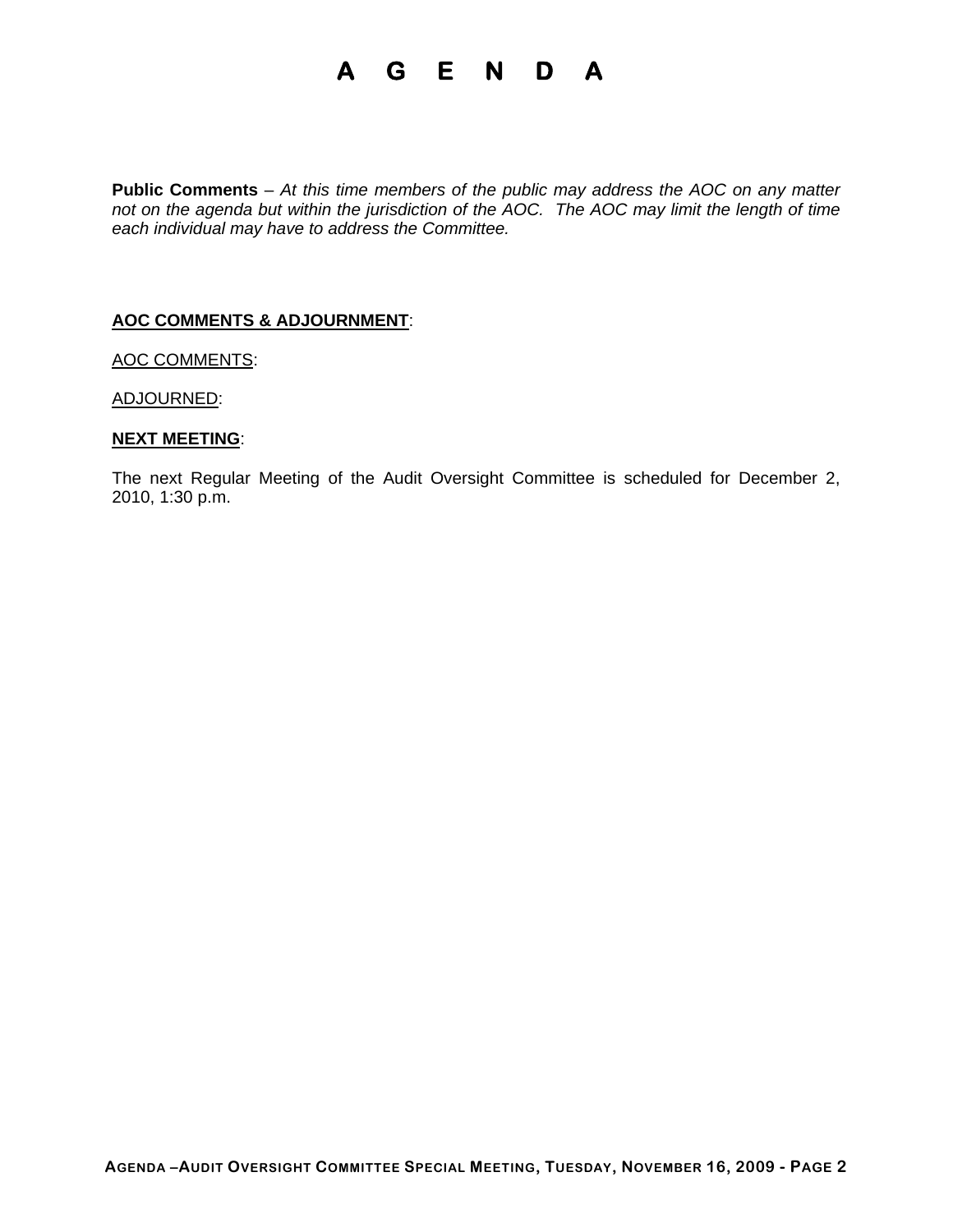# A G E N D A

**Public Comments** – *At this time members of the public may address the AOC on any matter not on the agenda but within the jurisdiction of the AOC. The AOC may limit the length of time each individual may have to address the Committee.*

**AOC COMMENTS & ADJOURNMENT**:

AOC COMMENTS:

ADJOURNED:

**NEXT MEETING**:

The next Regular Meeting of the Audit Oversight Committee is scheduled for December 2, 2010, 1:30 p.m.